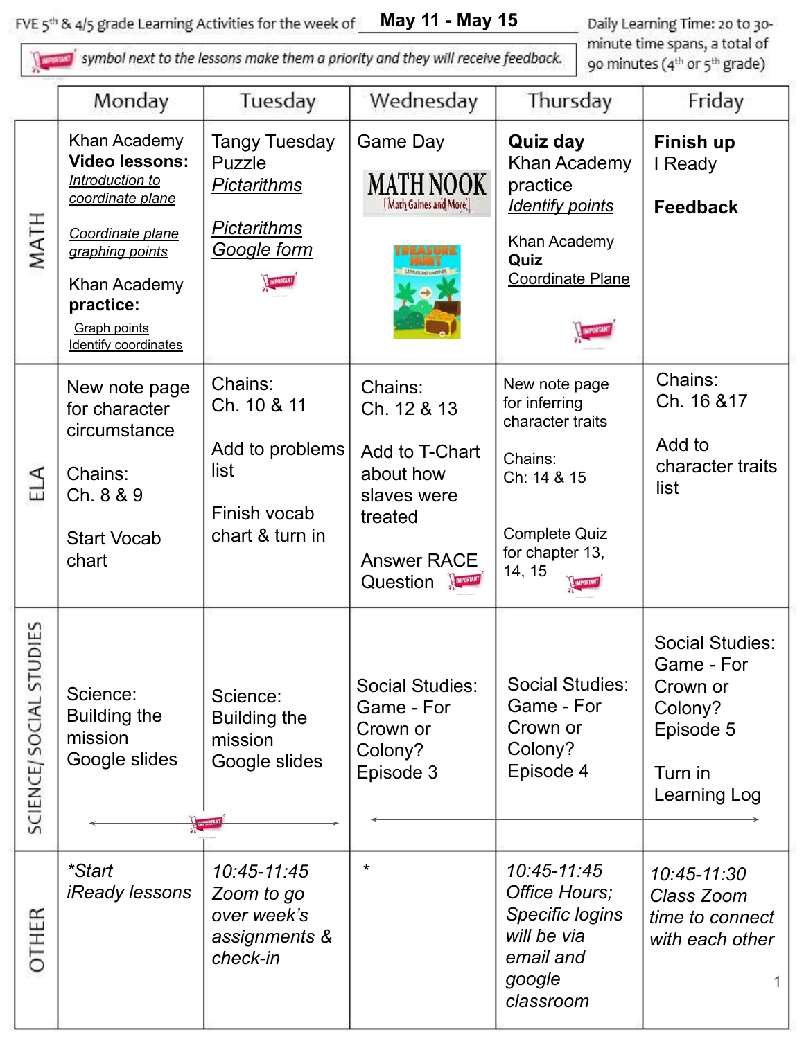FVE 5th & 4/5 grade Learning Activities for the week of **May 11 - May 15**

Daily Learning Time: 20 to 30-minute time spans, a total of 90 minutes (4th or 5th grade)

IMPORTANT symbol next to the lessons make them a priority and they will receive feedback.

| | Monday | Tuesday | Wednesday | Thursday | Friday |
|---|---|---|---|---|---|
| MATH | Khan Academy **Video lessons:** Introduction to coordinate plane; Coordinate plane graphing points; Khan Academy **practice:** Graph points; Identify coordinates | Tangy Tuesday Puzzle *Pictarithms*; *Pictarithms Google form* (IMPORTANT) | Game Day; MATH NOOK [Math Games and More]; Treasure Hunt | **Quiz day** Khan Academy practice *Identify points*; Khan Academy **Quiz** Coordinate Plane (IMPORTANT) | **Finish up** I Ready; **Feedback** |
| ELA | New note page for character circumstance; Chains: Ch. 8 & 9; Start Vocab chart | Chains: Ch. 10 & 11; Add to problems list; Finish vocab chart & turn in | Chains: Ch. 12 & 13; Add to T-Chart about how slaves were treated; Answer RACE Question (IMPORTANT) | New note page for inferring character traits; Chains: Ch: 14 & 15; Complete Quiz for chapter 13, 14, 15 (IMPORTANT) | Chains: Ch. 16 &17; Add to character traits list |
| SCIENCE/ SOCIAL STUDIES | Science: Building the mission Google slides (IMPORTANT, Monday–Tuesday) | Science: Building the mission Google slides | Social Studies: Game - For Crown or Colony? Episode 3 | Social Studies: Game - For Crown or Colony? Episode 4 | Social Studies: Game - For Crown or Colony? Episode 5; Turn in Learning Log |
| OTHER | **Start iReady lessons* | *10:45-11:45 Zoom to go over week's assignments & check-in* | * | *10:45-11:45 Office Hours; Specific logins will be via email and google classroom* | *10:45-11:30 Class Zoom time to connect with each other* |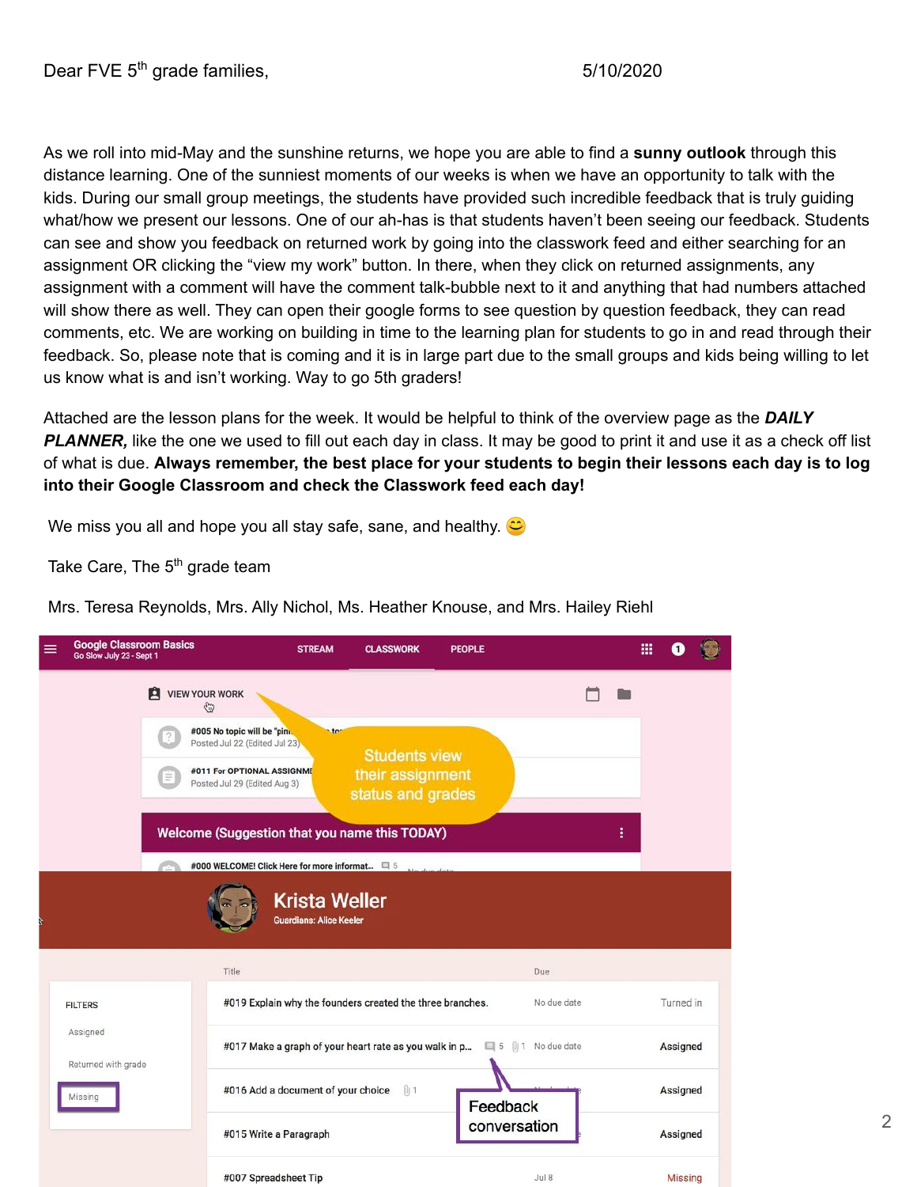Dear FVE 5th grade families, 5/10/2020

As we roll into mid-May and the sunshine returns, we hope you are able to find a **sunny outlook** through this distance learning. One of the sunniest moments of our weeks is when we have an opportunity to talk with the kids. During our small group meetings, the students have provided such incredible feedback that is truly guiding what/how we present our lessons. One of our ah-has is that students haven't been seeing our feedback. Students can see and show you feedback on returned work by going into the classwork feed and either searching for an assignment OR clicking the "view my work" button. In there, when they click on returned assignments, any assignment with a comment will have the comment talk-bubble next to it and anything that had numbers attached will show there as well. They can open their google forms to see question by question feedback, they can read comments, etc. We are working on building in time to the learning plan for students to go in and read through their feedback. So, please note that is coming and it is in large part due to the small groups and kids being willing to let us know what is and isn't working. Way to go 5th graders!

Attached are the lesson plans for the week. It would be helpful to think of the overview page as the ***DAILY PLANNER,*** like the one we used to fill out each day in class. It may be good to print it and use it as a check off list of what is due. **Always remember, the best place for your students to begin their lessons each day is to log into their Google Classroom and check the Classwork feed each day!**

We miss you all and hope you all stay safe, sane, and healthy. 😊

Take Care, The 5th grade team

Mrs. Teresa Reynolds, Mrs. Ally Nichol, Ms. Heather Knouse, and Mrs. Hailey Riehl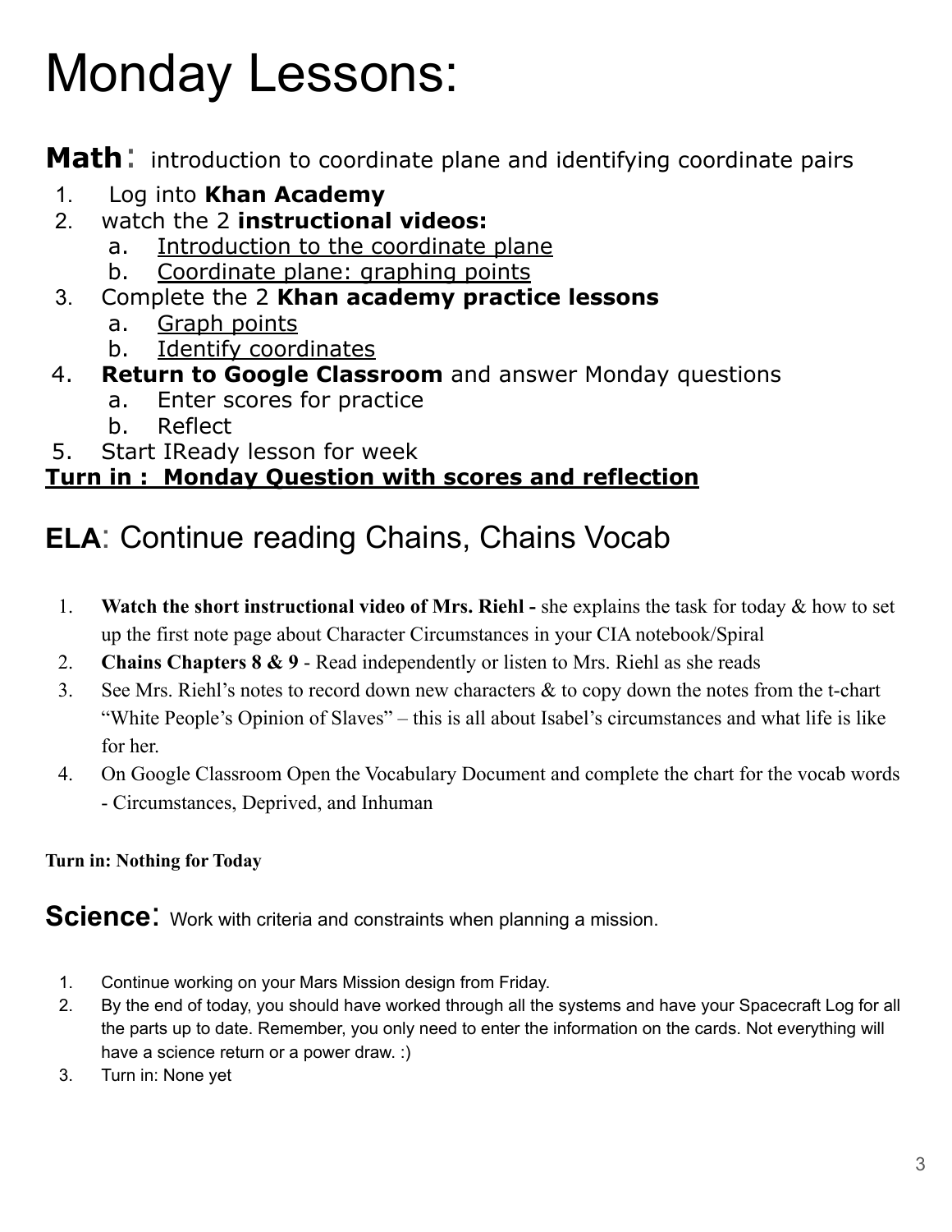# Monday Lessons:

**Math**: introduction to coordinate plane and identifying coordinate pairs

1. Log into **Khan Academy**
2. watch the 2 **instructional videos:**
   a. Introduction to the coordinate plane
   b. Coordinate plane: graphing points
3. Complete the 2 **Khan academy practice lessons**
   a. Graph points
   b. Identify coordinates
4. **Return to Google Classroom** and answer Monday questions
   a. Enter scores for practice
   b. Reflect
5. Start IReady lesson for week

**Turn in : Monday Question with scores and reflection**

## **ELA**: Continue reading Chains, Chains Vocab

1. **Watch the short instructional video of Mrs. Riehl -** she explains the task for today & how to set up the first note page about Character Circumstances in your CIA notebook/Spiral
2. **Chains Chapters 8 & 9** - Read independently or listen to Mrs. Riehl as she reads
3. See Mrs. Riehl's notes to record down new characters & to copy down the notes from the t-chart "White People's Opinion of Slaves" – this is all about Isabel's circumstances and what life is like for her.
4. On Google Classroom Open the Vocabulary Document and complete the chart for the vocab words - Circumstances, Deprived, and Inhuman

**Turn in: Nothing for Today**

**Science**: Work with criteria and constraints when planning a mission.

1. Continue working on your Mars Mission design from Friday.
2. By the end of today, you should have worked through all the systems and have your Spacecraft Log for all the parts up to date. Remember, you only need to enter the information on the cards. Not everything will have a science return or a power draw. :)
3. Turn in: None yet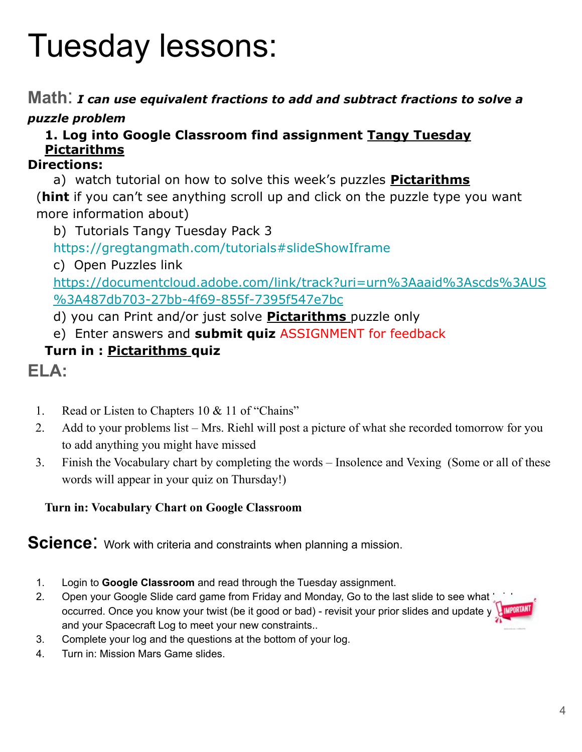# Tuesday lessons:

## Math: ***I can use equivalent fractions to add and subtract fractions to solve a puzzle problem***

**1. Log into Google Classroom find assignment Tangy Tuesday Pictarithms**

**Directions:**

a) watch tutorial on how to solve this week's puzzles **Pictarithms**
(**hint** if you can't see anything scroll up and click on the puzzle type you want more information about)

b) Tutorials Tangy Tuesday Pack 3
https://gregtangmath.com/tutorials#slideShowIframe

c) Open Puzzles link
https://documentcloud.adobe.com/link/track?uri=urn%3Aaaid%3Ascds%3AUS%3A487db703-27bb-4f69-855f-7395f547e7bc

d) you can Print and/or just solve **Pictarithms** puzzle only

e) Enter answers and **submit quiz** ASSIGNMENT for feedback

**Turn in : Pictarithms quiz**

## ELA:

1. Read or Listen to Chapters 10 & 11 of "Chains"
2. Add to your problems list – Mrs. Riehl will post a picture of what she recorded tomorrow for you to add anything you might have missed
3. Finish the Vocabulary chart by completing the words – Insolence and Vexing (Some or all of these words will appear in your quiz on Thursday!)

**Turn in: Vocabulary Chart on Google Classroom**

## Science: Work with criteria and constraints when planning a mission.

1. Login to **Google Classroom** and read through the Tuesday assignment.
2. Open your Google Slide card game from Friday and Monday, Go to the last slide to see what twist occurred. Once you know your twist (be it good or bad) - revisit your prior slides and update your slides and your Spacecraft Log to meet your new constraints..
3. Complete your log and the questions at the bottom of your log.
4. Turn in: Mission Mars Game slides.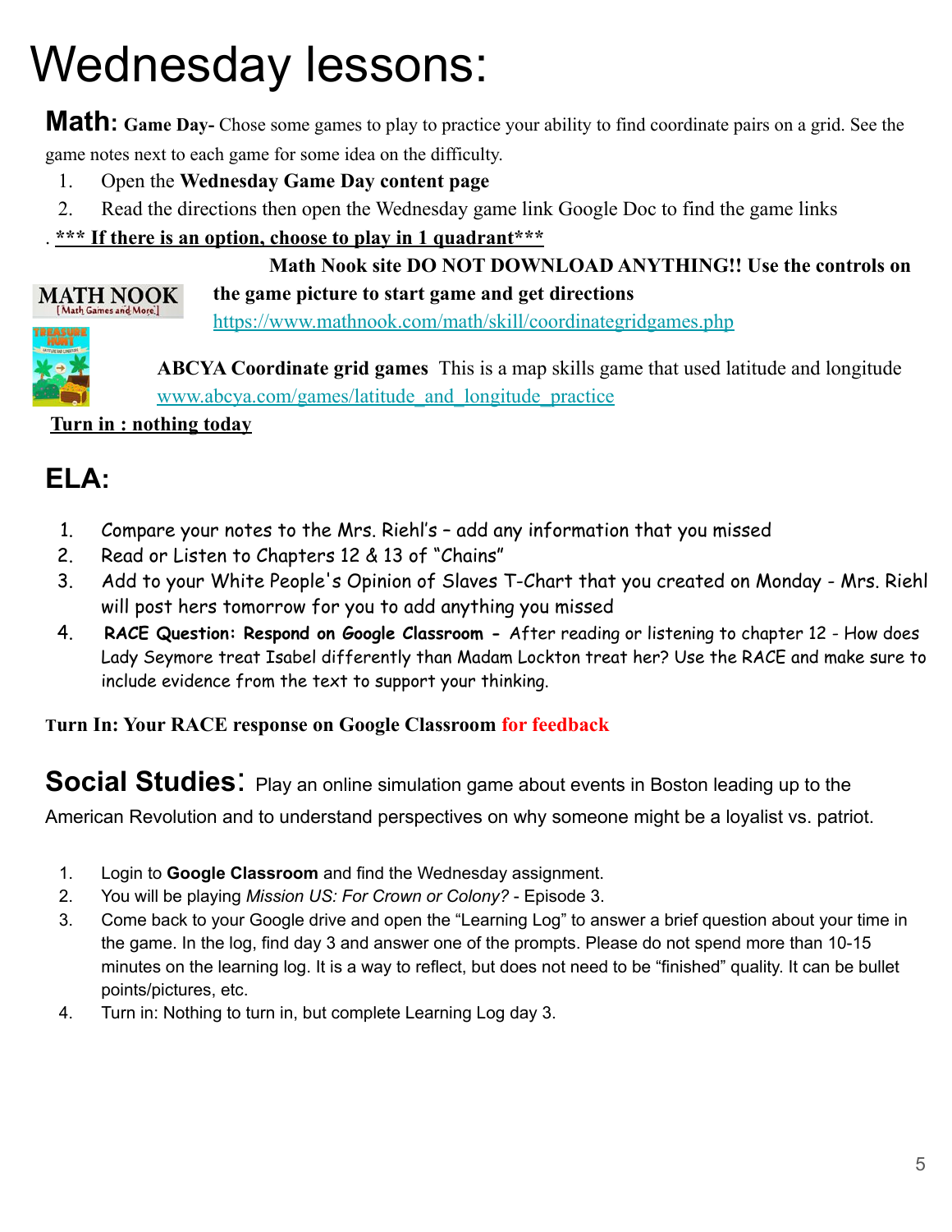# Wednesday lessons:

**Math: Game Day-** Chose some games to play to practice your ability to find coordinate pairs on a grid. See the game notes next to each game for some idea on the difficulty.

1. Open the **Wednesday Game Day content page**
2. Read the directions then open the Wednesday game link Google Doc to find the game links

. ***__*** If there is an option, choose to play in 1 quadrant***__***

**Math Nook site DO NOT DOWNLOAD ANYTHING!! Use the controls on the game picture to start game and get directions**
https://www.mathnook.com/math/skill/coordinategridgames.php

**ABCYA Coordinate grid games** This is a map skills game that used latitude and longitude
www.abcya.com/games/latitude_and_longitude_practice

**__Turn in : nothing today__**

## ELA:

1. Compare your notes to the Mrs. Riehl's – add any information that you missed
2. Read or Listen to Chapters 12 & 13 of "Chains"
3. Add to your White People's Opinion of Slaves T-Chart that you created on Monday - Mrs. Riehl will post hers tomorrow for you to add anything you missed
4. **RACE Question: Respond on Google Classroom -** After reading or listening to chapter 12 - How does Lady Seymore treat Isabel differently than Madam Lockton treat her? Use the RACE and make sure to include evidence from the text to support your thinking.

**Turn In: Your RACE response on Google Classroom for feedback**

## Social Studies: 

Play an online simulation game about events in Boston leading up to the American Revolution and to understand perspectives on why someone might be a loyalist vs. patriot.

1. Login to **Google Classroom** and find the Wednesday assignment.
2. You will be playing *Mission US: For Crown or Colony?* - Episode 3.
3. Come back to your Google drive and open the "Learning Log" to answer a brief question about your time in the game. In the log, find day 3 and answer one of the prompts. Please do not spend more than 10-15 minutes on the learning log. It is a way to reflect, but does not need to be "finished" quality. It can be bullet points/pictures, etc.
4. Turn in: Nothing to turn in, but complete Learning Log day 3.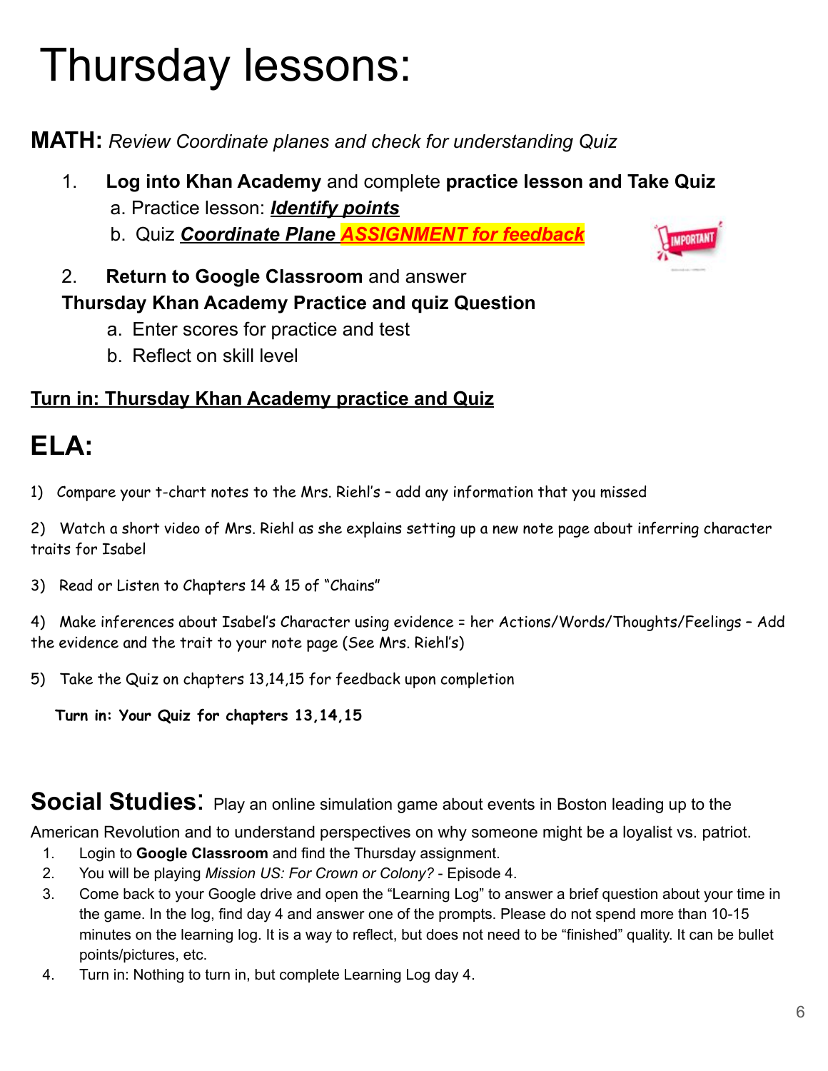# Thursday lessons:

**MATH:** *Review Coordinate planes and check for understanding Quiz*

1. **Log into Khan Academy** and complete **practice lesson and Take Quiz**
   a. Practice lesson: ***Identify points***
   b. Quiz ***Coordinate Plane ASSIGNMENT for feedback***

2. **Return to Google Classroom** and answer
   **Thursday Khan Academy Practice and quiz Question**
   a. Enter scores for practice and test
   b. Reflect on skill level

**Turn in: Thursday Khan Academy practice and Quiz**

## ELA:

1) Compare your t-chart notes to the Mrs. Riehl's – add any information that you missed

2) Watch a short video of Mrs. Riehl as she explains setting up a new note page about inferring character traits for Isabel

3) Read or Listen to Chapters 14 & 15 of "Chains"

4) Make inferences about Isabel's Character using evidence = her Actions/Words/Thoughts/Feelings – Add the evidence and the trait to your note page (See Mrs. Riehl's)

5) Take the Quiz on chapters 13,14,15 for feedback upon completion

**Turn in: Your Quiz for chapters 13,14,15**

**Social Studies:** Play an online simulation game about events in Boston leading up to the American Revolution and to understand perspectives on why someone might be a loyalist vs. patriot.

1. Login to **Google Classroom** and find the Thursday assignment.
2. You will be playing *Mission US: For Crown or Colony?* - Episode 4.
3. Come back to your Google drive and open the "Learning Log" to answer a brief question about your time in the game. In the log, find day 4 and answer one of the prompts. Please do not spend more than 10-15 minutes on the learning log. It is a way to reflect, but does not need to be "finished" quality. It can be bullet points/pictures, etc.
4. Turn in: Nothing to turn in, but complete Learning Log day 4.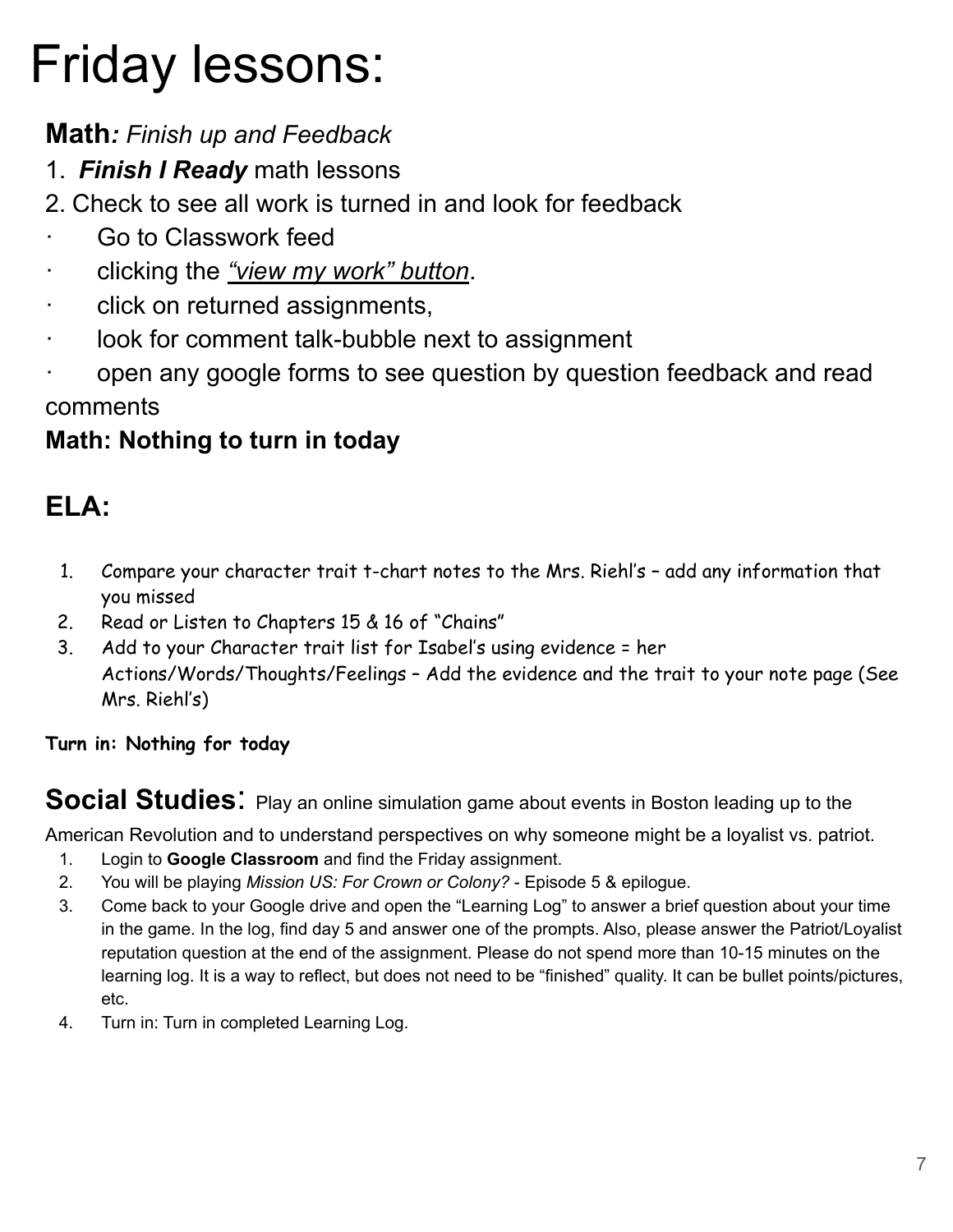# Friday lessons:

**Math***: Finish up and Feedback*

1. ***Finish I Ready*** math lessons
2. Check to see all work is turned in and look for feedback

- Go to Classwork feed
- clicking the *"view my work" button*.
- click on returned assignments,
- look for comment talk-bubble next to assignment
- open any google forms to see question by question feedback and read comments

**Math: Nothing to turn in today**

## ELA:

1. Compare your character trait t-chart notes to the Mrs. Riehl's – add any information that you missed
2. Read or Listen to Chapters 15 & 16 of "Chains"
3. Add to your Character trait list for Isabel's using evidence = her Actions/Words/Thoughts/Feelings – Add the evidence and the trait to your note page (See Mrs. Riehl's)

**Turn in: Nothing for today**

**Social Studies**: Play an online simulation game about events in Boston leading up to the American Revolution and to understand perspectives on why someone might be a loyalist vs. patriot.

1. Login to **Google Classroom** and find the Friday assignment.
2. You will be playing *Mission US: For Crown or Colony?* - Episode 5 & epilogue.
3. Come back to your Google drive and open the "Learning Log" to answer a brief question about your time in the game. In the log, find day 5 and answer one of the prompts. Also, please answer the Patriot/Loyalist reputation question at the end of the assignment. Please do not spend more than 10-15 minutes on the learning log. It is a way to reflect, but does not need to be "finished" quality. It can be bullet points/pictures, etc.
4. Turn in: Turn in completed Learning Log.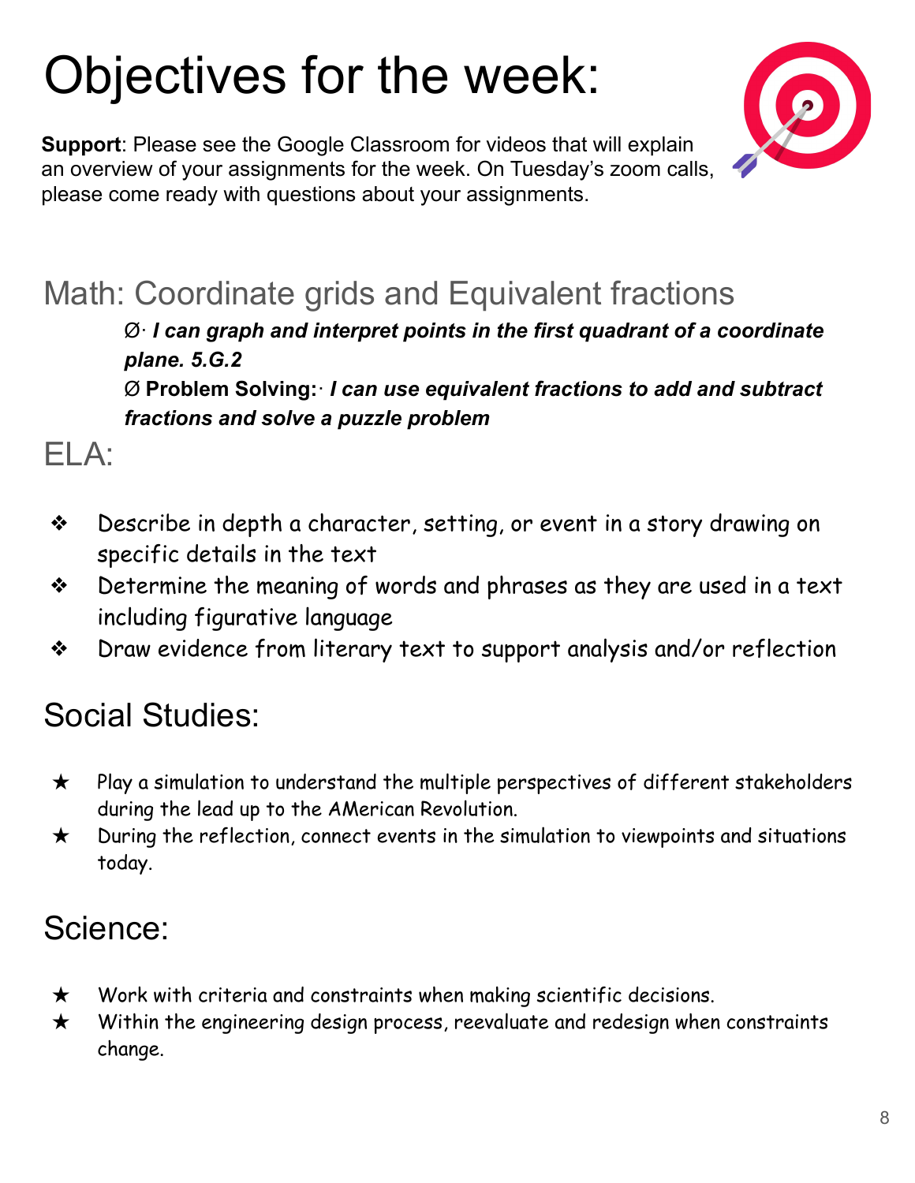# Objectives for the week:

**Support**: Please see the Google Classroom for videos that will explain an overview of your assignments for the week. On Tuesday's zoom calls, please come ready with questions about your assignments.

## Math: Coordinate grids and Equivalent fractions

- Ø· ***I can graph and interpret points in the first quadrant of a coordinate plane. 5.G.2***
- Ø **Problem Solving:**· ***I can use equivalent fractions to add and subtract fractions and solve a puzzle problem***

## ELA:

- ❖ Describe in depth a character, setting, or event in a story drawing on specific details in the text
- ❖ Determine the meaning of words and phrases as they are used in a text including figurative language
- ❖ Draw evidence from literary text to support analysis and/or reflection

## Social Studies:

- ★ Play a simulation to understand the multiple perspectives of different stakeholders during the lead up to the AMerican Revolution.
- ★ During the reflection, connect events in the simulation to viewpoints and situations today.

## Science:

- ★ Work with criteria and constraints when making scientific decisions.
- ★ Within the engineering design process, reevaluate and redesign when constraints change.